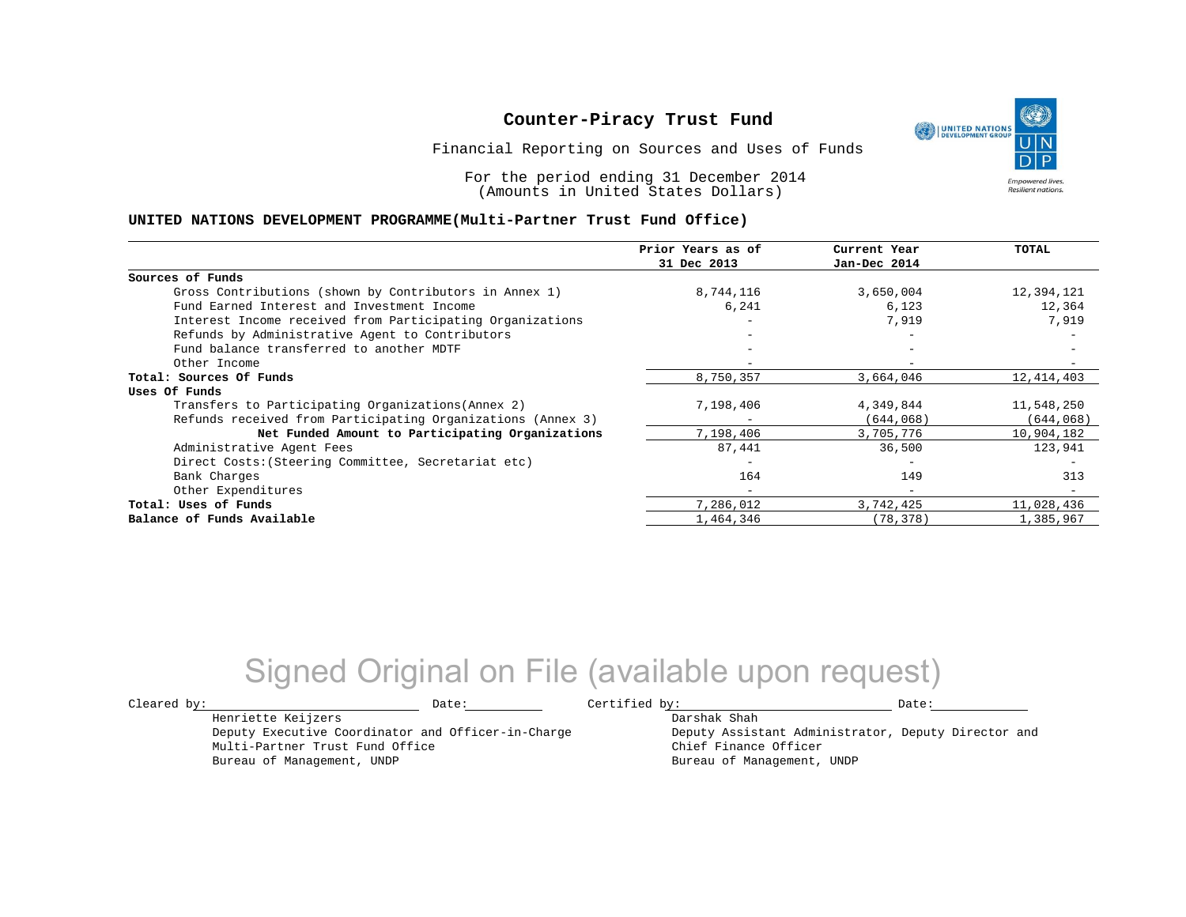# Counter-Piracy Trust Fund

Financial Reporting on Sources and Uses of Funds

For the period ending 31 December 2014
(Amounts in United States Dollars)

**UNITED NATIONS DEVELOPMENT PROGRAMME(Multi-Partner Trust Fund Office)**

| | Prior Years as of 31 Dec 2013 | Current Year Jan-Dec 2014 | TOTAL |
|---|---|---|---|
| **Sources of Funds** | | | |
| Gross Contributions (shown by Contributors in Annex 1) | 8,744,116 | 3,650,004 | 12,394,121 |
| Fund Earned Interest and Investment Income | 6,241 | 6,123 | 12,364 |
| Interest Income received from Participating Organizations | - | 7,919 | 7,919 |
| Refunds by Administrative Agent to Contributors | - | - | - |
| Fund balance transferred to another MDTF | - | - | - |
| Other Income | - | - | - |
| **Total: Sources Of Funds** | 8,750,357 | 3,664,046 | 12,414,403 |
| **Uses Of Funds** | | | |
| Transfers to Participating Organizations(Annex 2) | 7,198,406 | 4,349,844 | 11,548,250 |
| Refunds received from Participating Organizations (Annex 3) | - | (644,068) | (644,068) |
| **Net Funded Amount to Participating Organizations** | 7,198,406 | 3,705,776 | 10,904,182 |
| Administrative Agent Fees | 87,441 | 36,500 | 123,941 |
| Direct Costs:(Steering Committee, Secretariat etc) | - | - | - |
| Bank Charges | 164 | 149 | 313 |
| Other Expenditures | - | - | - |
| **Total: Uses of Funds** | 7,286,012 | 3,742,425 | 11,028,436 |
| **Balance of Funds Available** | 1,464,346 | (78,378) | 1,385,967 |

Signed Original on File (available upon request)

Cleared by: \_\_\_\_\_\_\_\_\_\_\_\_ Date: \_\_\_\_\_\_\_\_
Henriette Keijzers
Deputy Executive Coordinator and Officer-in-Charge
Multi-Partner Trust Fund Office
Bureau of Management, UNDP

Certified by: \_\_\_\_\_\_\_\_\_\_\_\_ Date: \_\_\_\_\_\_\_\_
Darshak Shah
Deputy Assistant Administrator, Deputy Director and
Chief Finance Officer
Bureau of Management, UNDP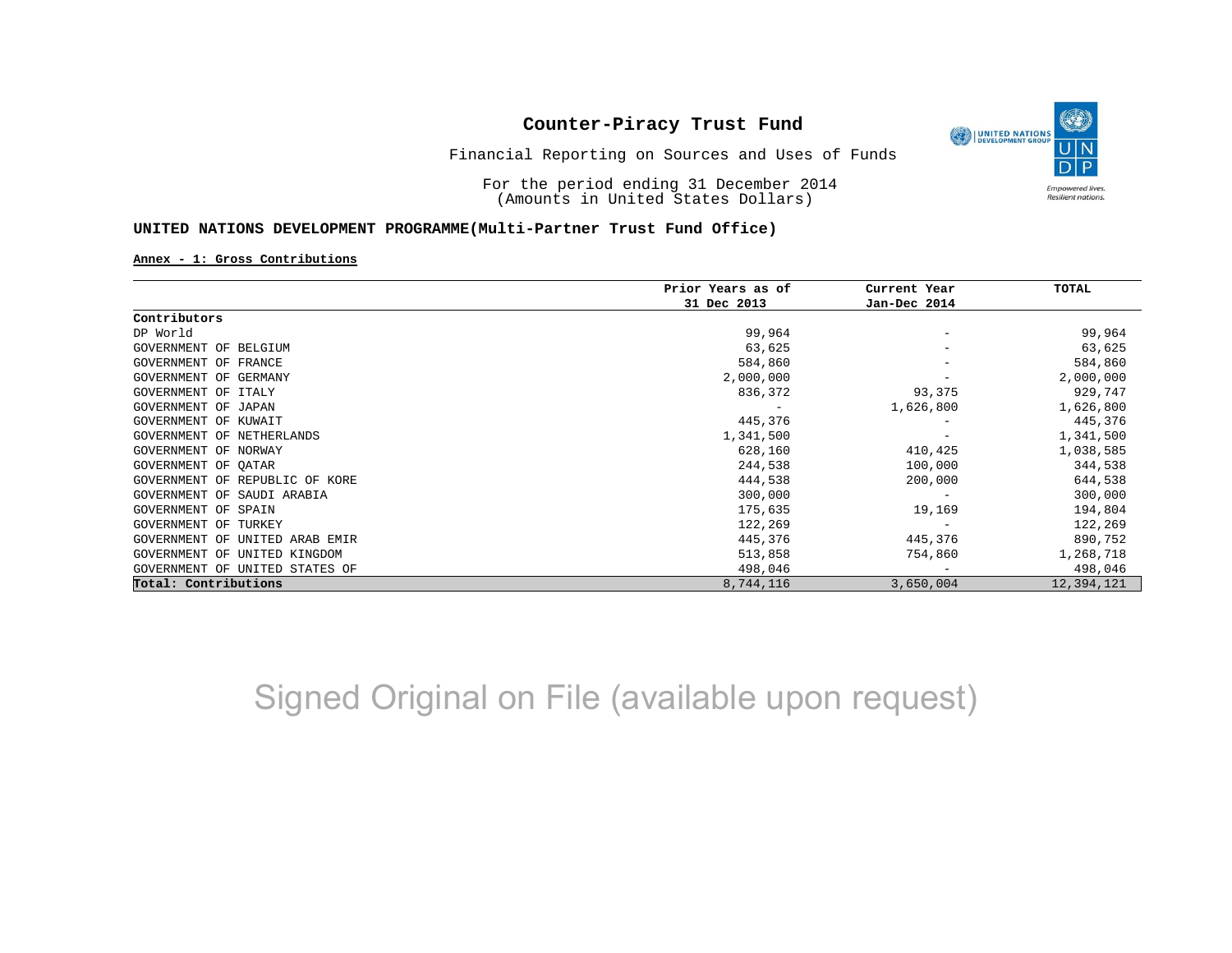# Counter-Piracy Trust Fund

Financial Reporting on Sources and Uses of Funds

For the period ending 31 December 2014
(Amounts in United States Dollars)

**UNITED NATIONS DEVELOPMENT PROGRAMME(Multi-Partner Trust Fund Office)**

**Annex - 1: Gross Contributions**

| | Prior Years as of 31 Dec 2013 | Current Year Jan-Dec 2014 | TOTAL |
|---|---|---|---|
| **Contributors** | | | |
| DP World | 99,964 | - | 99,964 |
| GOVERNMENT OF BELGIUM | 63,625 | - | 63,625 |
| GOVERNMENT OF FRANCE | 584,860 | - | 584,860 |
| GOVERNMENT OF GERMANY | 2,000,000 | - | 2,000,000 |
| GOVERNMENT OF ITALY | 836,372 | 93,375 | 929,747 |
| GOVERNMENT OF JAPAN | - | 1,626,800 | 1,626,800 |
| GOVERNMENT OF KUWAIT | 445,376 | - | 445,376 |
| GOVERNMENT OF NETHERLANDS | 1,341,500 | - | 1,341,500 |
| GOVERNMENT OF NORWAY | 628,160 | 410,425 | 1,038,585 |
| GOVERNMENT OF QATAR | 244,538 | 100,000 | 344,538 |
| GOVERNMENT OF REPUBLIC OF KORE | 444,538 | 200,000 | 644,538 |
| GOVERNMENT OF SAUDI ARABIA | 300,000 | - | 300,000 |
| GOVERNMENT OF SPAIN | 175,635 | 19,169 | 194,804 |
| GOVERNMENT OF TURKEY | 122,269 | - | 122,269 |
| GOVERNMENT OF UNITED ARAB EMIR | 445,376 | 445,376 | 890,752 |
| GOVERNMENT OF UNITED KINGDOM | 513,858 | 754,860 | 1,268,718 |
| GOVERNMENT OF UNITED STATES OF | 498,046 | - | 498,046 |
| **Total: Contributions** | 8,744,116 | 3,650,004 | 12,394,121 |

Signed Original on File (available upon request)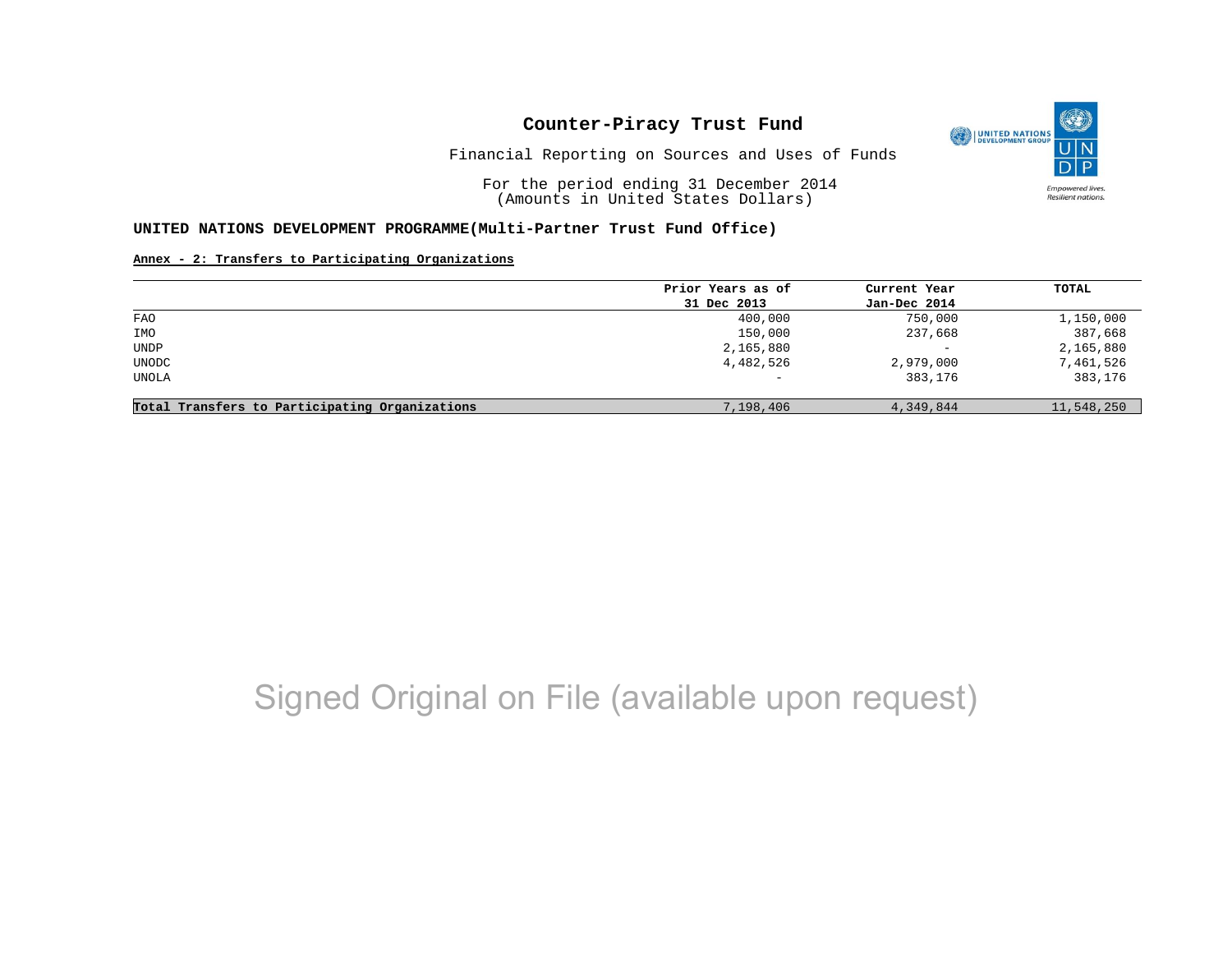# Counter-Piracy Trust Fund

Financial Reporting on Sources and Uses of Funds

For the period ending 31 December 2014
(Amounts in United States Dollars)

**UNITED NATIONS DEVELOPMENT PROGRAMME(Multi-Partner Trust Fund Office)**

**Annex - 2: Transfers to Participating Organizations**

| | Prior Years as of 31 Dec 2013 | Current Year Jan-Dec 2014 | TOTAL |
|---|---|---|---|
| FAO | 400,000 | 750,000 | 1,150,000 |
| IMO | 150,000 | 237,668 | 387,668 |
| UNDP | 2,165,880 | - | 2,165,880 |
| UNODC | 4,482,526 | 2,979,000 | 7,461,526 |
| UNOLA | - | 383,176 | 383,176 |
| **Total Transfers to Participating Organizations** | 7,198,406 | 4,349,844 | 11,548,250 |

Signed Original on File (available upon request)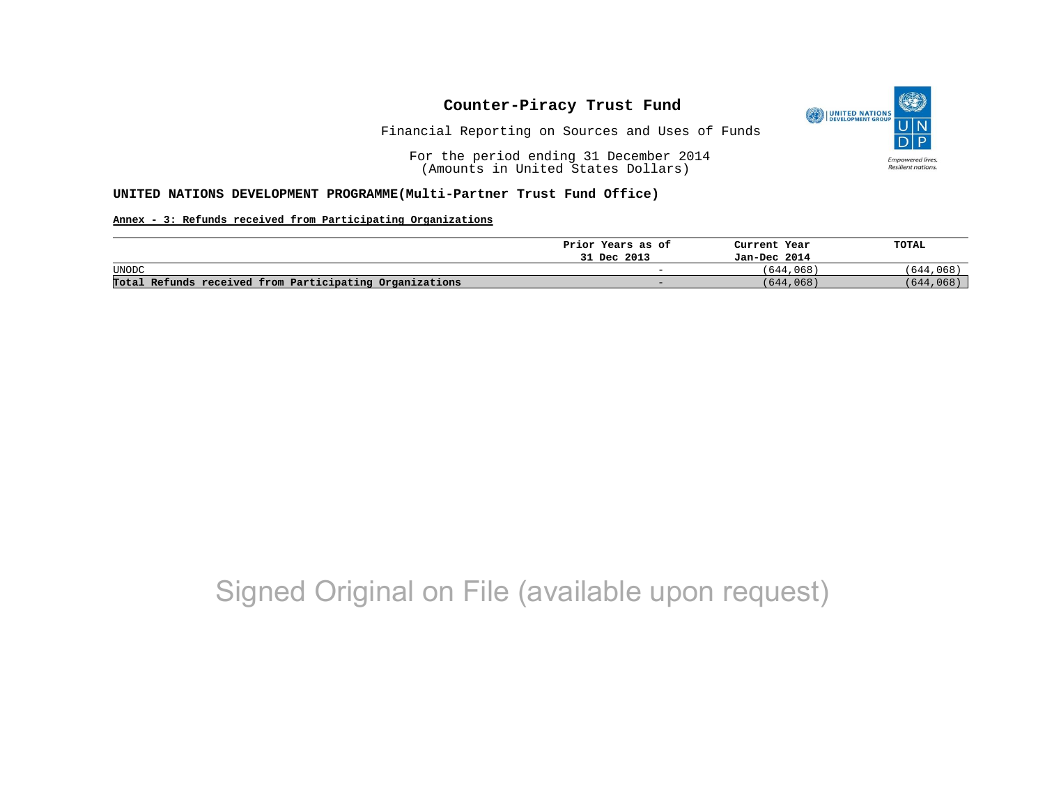# Counter-Piracy Trust Fund

Financial Reporting on Sources and Uses of Funds

For the period ending 31 December 2014
(Amounts in United States Dollars)

**UNITED NATIONS DEVELOPMENT PROGRAMME(Multi-Partner Trust Fund Office)**

**Annex - 3: Refunds received from Participating Organizations**

| | Prior Years as of 31 Dec 2013 | Current Year Jan-Dec 2014 | TOTAL |
|---|---|---|---|
| UNODC | - | (644,068) | (644,068) |
| **Total Refunds received from Participating Organizations** | - | (644,068) | (644,068) |

Signed Original on File (available upon request)